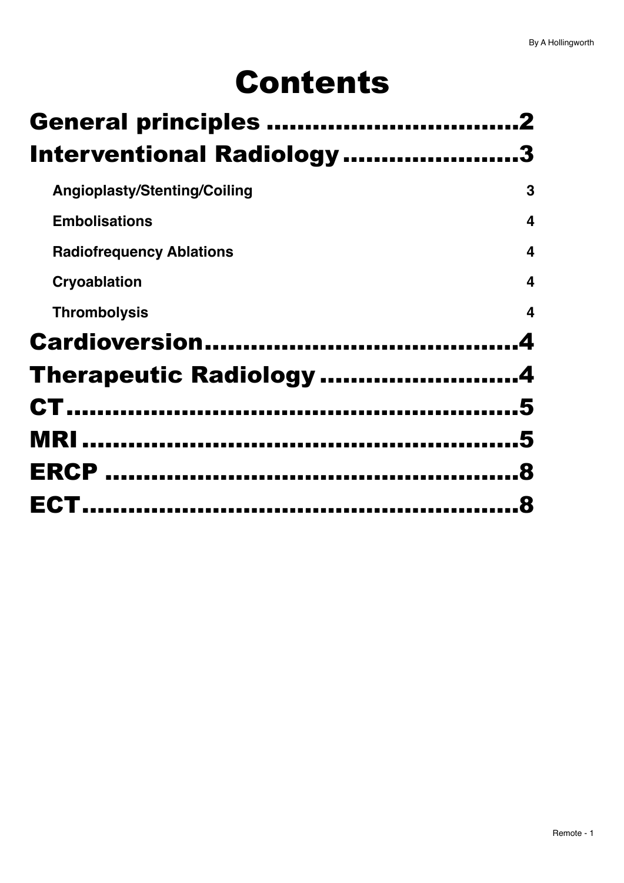# Contents

| | |
|---|---|
| **General principles** | **2** |
| **Interventional Radiology** | **3** |
| Angioplasty/Stenting/Coiling | 3 |
| Embolisations | 4 |
| Radiofrequency Ablations | 4 |
| Cryoablation | 4 |
| Thrombolysis | 4 |
| **Cardioversion** | **4** |
| **Therapeutic Radiology** | **4** |
| **CT** | **5** |
| **MRI** | **5** |
| **ERCP** | **8** |
| **ECT** | **8** |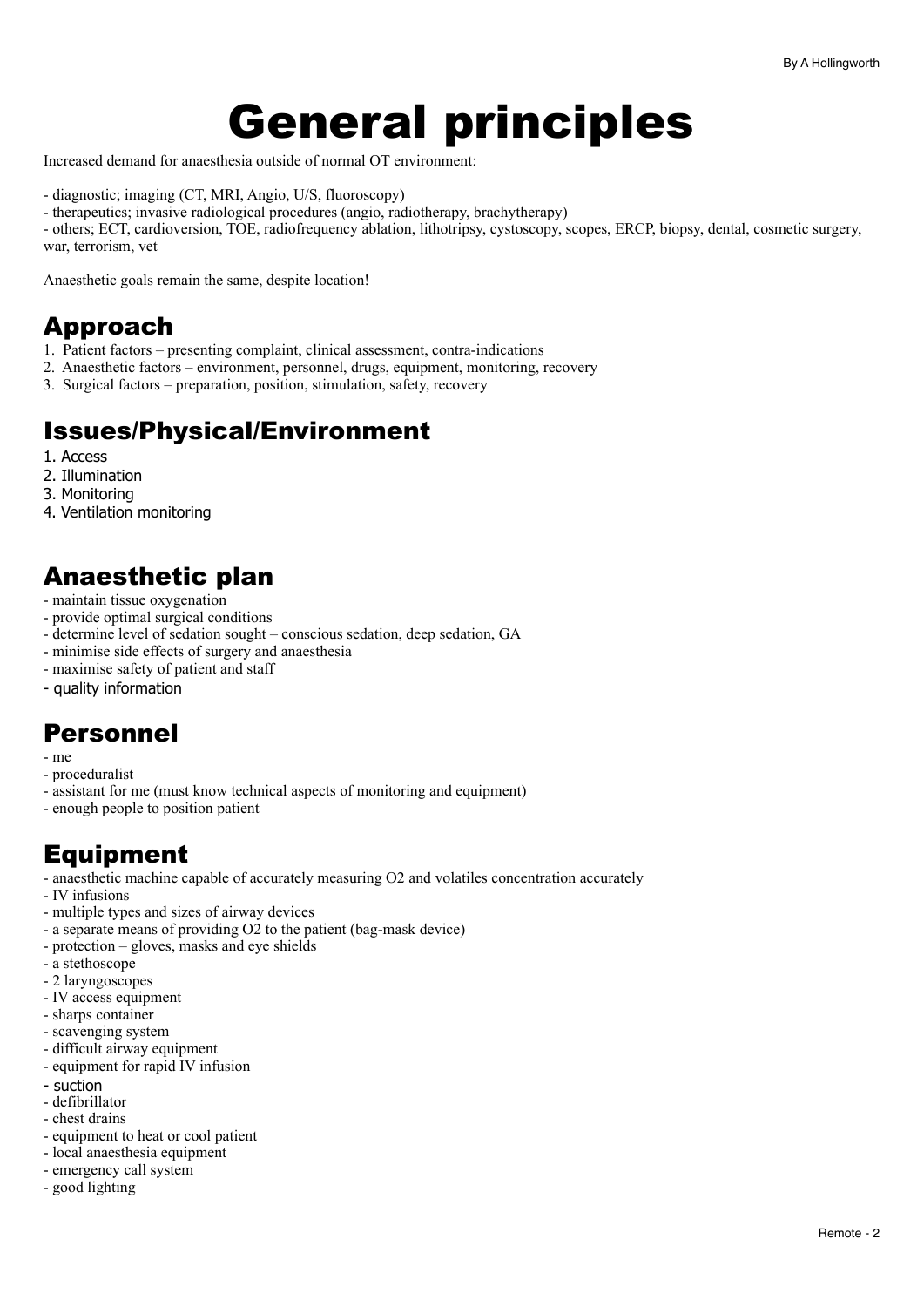# General principles

Increased demand for anaesthesia outside of normal OT environment:

- diagnostic; imaging (CT, MRI, Angio, U/S, fluoroscopy)
- therapeutics; invasive radiological procedures (angio, radiotherapy, brachytherapy)
- others; ECT, cardioversion, TOE, radiofrequency ablation, lithotripsy, cystoscopy, scopes, ERCP, biopsy, dental, cosmetic surgery, war, terrorism, vet

Anaesthetic goals remain the same, despite location!

## Approach

1. Patient factors – presenting complaint, clinical assessment, contra-indications
2. Anaesthetic factors – environment, personnel, drugs, equipment, monitoring, recovery
3. Surgical factors – preparation, position, stimulation, safety, recovery

## Issues/Physical/Environment

1. Access
2. Illumination
3. Monitoring
4. Ventilation monitoring

## Anaesthetic plan

- maintain tissue oxygenation
- provide optimal surgical conditions
- determine level of sedation sought – conscious sedation, deep sedation, GA
- minimise side effects of surgery and anaesthesia
- maximise safety of patient and staff
- quality information

## Personnel

- me
- proceduralist
- assistant for me (must know technical aspects of monitoring and equipment)
- enough people to position patient

## Equipment

- anaesthetic machine capable of accurately measuring $O_2$ and volatiles concentration accurately
- IV infusions
- multiple types and sizes of airway devices
- a separate means of providing $O_2$ to the patient (bag-mask device)
- protection – gloves, masks and eye shields
- a stethoscope
- 2 laryngoscopes
- IV access equipment
- sharps container
- scavenging system
- difficult airway equipment
- equipment for rapid IV infusion
- suction
- defibrillator
- chest drains
- equipment to heat or cool patient
- local anaesthesia equipment
- emergency call system
- good lighting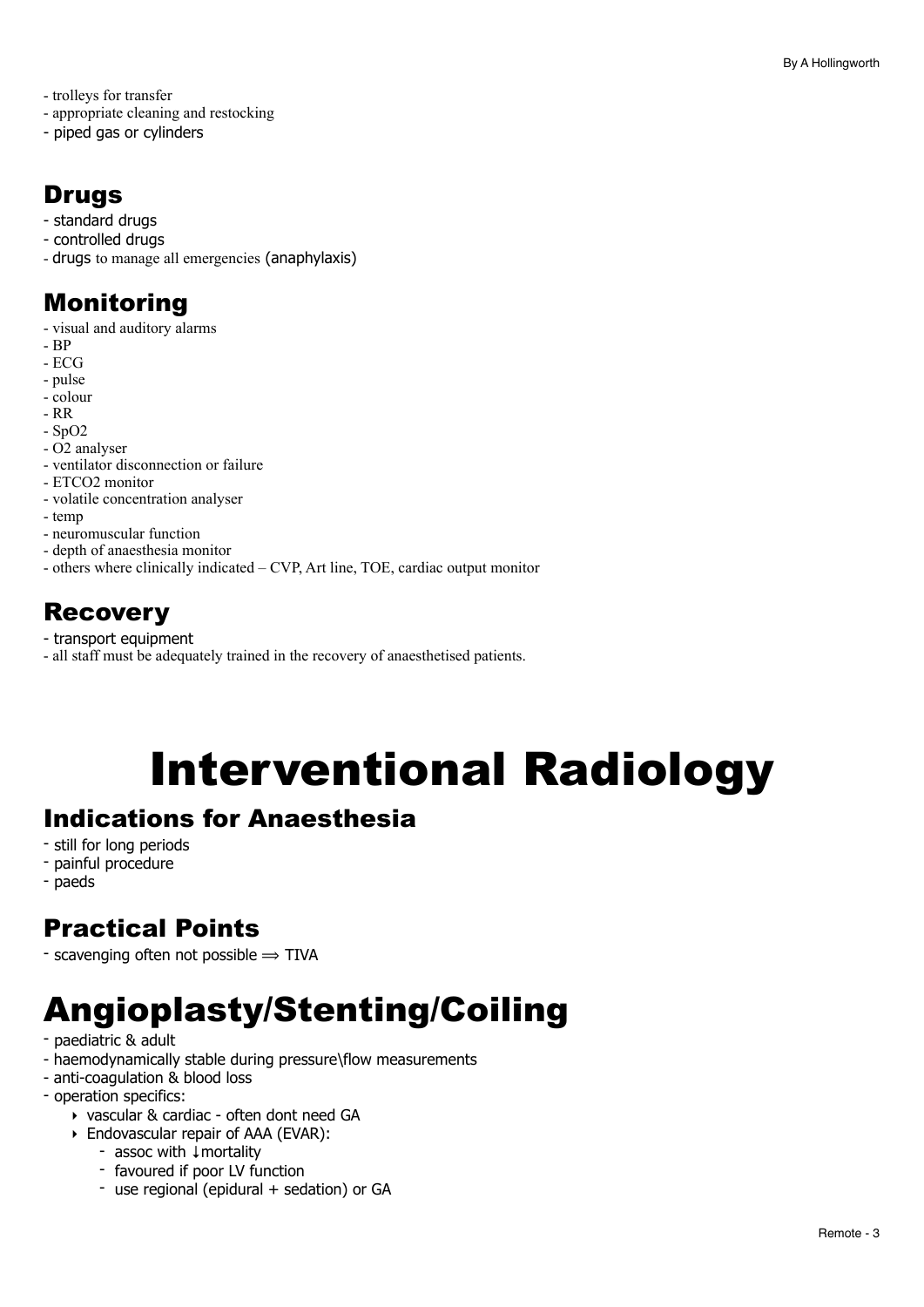- trolleys for transfer
- appropriate cleaning and restocking
- piped gas or cylinders

## Drugs

- standard drugs
- controlled drugs
- drugs to manage all emergencies (anaphylaxis)

## Monitoring

- visual and auditory alarms
- BP
- ECG
- pulse
- colour
- RR
- SpO2
- O2 analyser
- ventilator disconnection or failure
- ETCO2 monitor
- volatile concentration analyser
- temp
- neuromuscular function
- depth of anaesthesia monitor
- others where clinically indicated – CVP, Art line, TOE, cardiac output monitor

## Recovery

- transport equipment
- all staff must be adequately trained in the recovery of anaesthetised patients.

# Interventional Radiology

## Indications for Anaesthesia

- still for long periods
- painful procedure
- paeds

## Practical Points

- scavenging often not possible ⟹ TIVA

# Angioplasty/Stenting/Coiling

- paediatric & adult
- haemodynamically stable during pressure\flow measurements
- anti-coagulation & blood loss
- operation specifics:
    - vascular & cardiac - often dont need GA
    - Endovascular repair of AAA (EVAR):
        - assoc with ↓mortality
        - favoured if poor LV function
        - use regional (epidural + sedation) or GA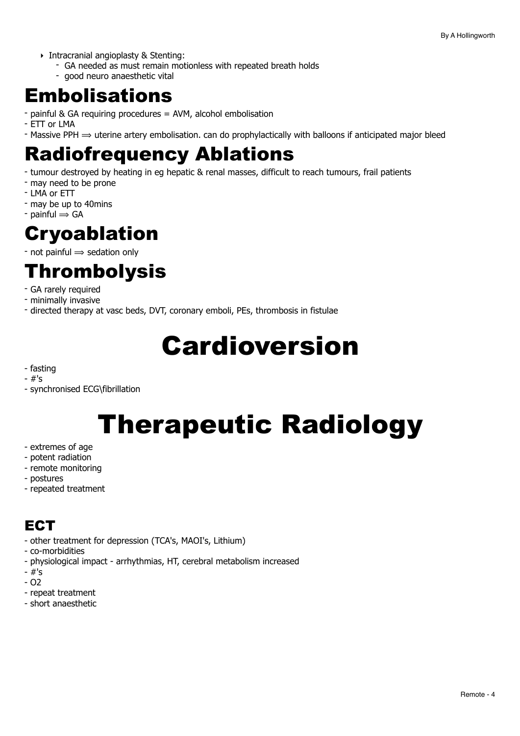- Intracranial angioplasty & Stenting:
    - GA needed as must remain motionless with repeated breath holds
    - good neuro anaesthetic vital

## Embolisations

- painful & GA requiring procedures = AVM, alcohol embolisation
- ETT or LMA
- Massive PPH ⟹ uterine artery embolisation. can do prophylactically with balloons if anticipated major bleed

## Radiofrequency Ablations

- tumour destroyed by heating in eg hepatic & renal masses, difficult to reach tumours, frail patients
- may need to be prone
- LMA or ETT
- may be up to 40mins
- painful ⟹ GA

## Cryoablation

- not painful ⟹ sedation only

## Thrombolysis

- GA rarely required
- minimally invasive
- directed therapy at vasc beds, DVT, coronary emboli, PEs, thrombosis in fistulae

# Cardioversion

- fasting
- #'s
- synchronised ECG\fibrillation

# Therapeutic Radiology

- extremes of age
- potent radiation
- remote monitoring
- postures
- repeated treatment

### ECT

- other treatment for depression (TCA's, MAOI's, Lithium)
- co-morbidities
- physiological impact - arrhythmias, HT, cerebral metabolism increased
- #'s
- O2
- repeat treatment
- short anaesthetic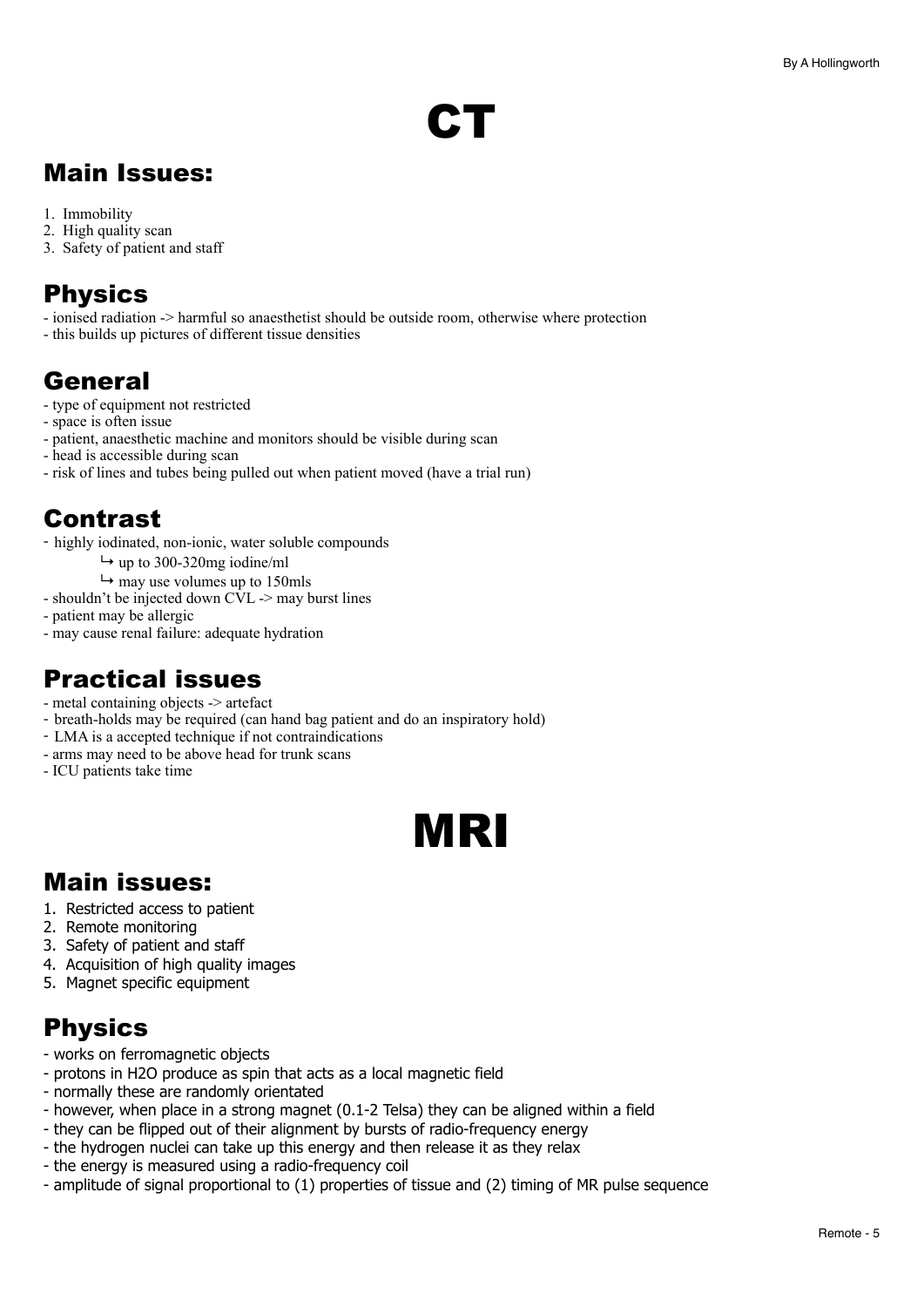# CT

## Main Issues:

1. Immobility
2. High quality scan
3. Safety of patient and staff

## Physics

- ionised radiation -> harmful so anaesthetist should be outside room, otherwise where protection
- this builds up pictures of different tissue densities

## General

- type of equipment not restricted
- space is often issue
- patient, anaesthetic machine and monitors should be visible during scan
- head is accessible during scan
- risk of lines and tubes being pulled out when patient moved (have a trial run)

## Contrast

- highly iodinated, non-ionic, water soluble compounds
  - ↳ up to 300-320mg iodine/ml
  - ↳ may use volumes up to 150mls
- shouldn't be injected down CVL -> may burst lines
- patient may be allergic
- may cause renal failure: adequate hydration

## Practical issues

- metal containing objects -> artefact
- breath-holds may be required (can hand bag patient and do an inspiratory hold)
- LMA is a accepted technique if not contraindications
- arms may need to be above head for trunk scans
- ICU patients take time

# MRI

## Main issues:

1. Restricted access to patient
2. Remote monitoring
3. Safety of patient and staff
4. Acquisition of high quality images
5. Magnet specific equipment

## Physics

- works on ferromagnetic objects
- protons in $H_2O$ produce as spin that acts as a local magnetic field
- normally these are randomly orientated
- however, when place in a strong magnet (0.1-2 Telsa) they can be aligned within a field
- they can be flipped out of their alignment by bursts of radio-frequency energy
- the hydrogen nuclei can take up this energy and then release it as they relax
- the energy is measured using a radio-frequency coil
- amplitude of signal proportional to (1) properties of tissue and (2) timing of MR pulse sequence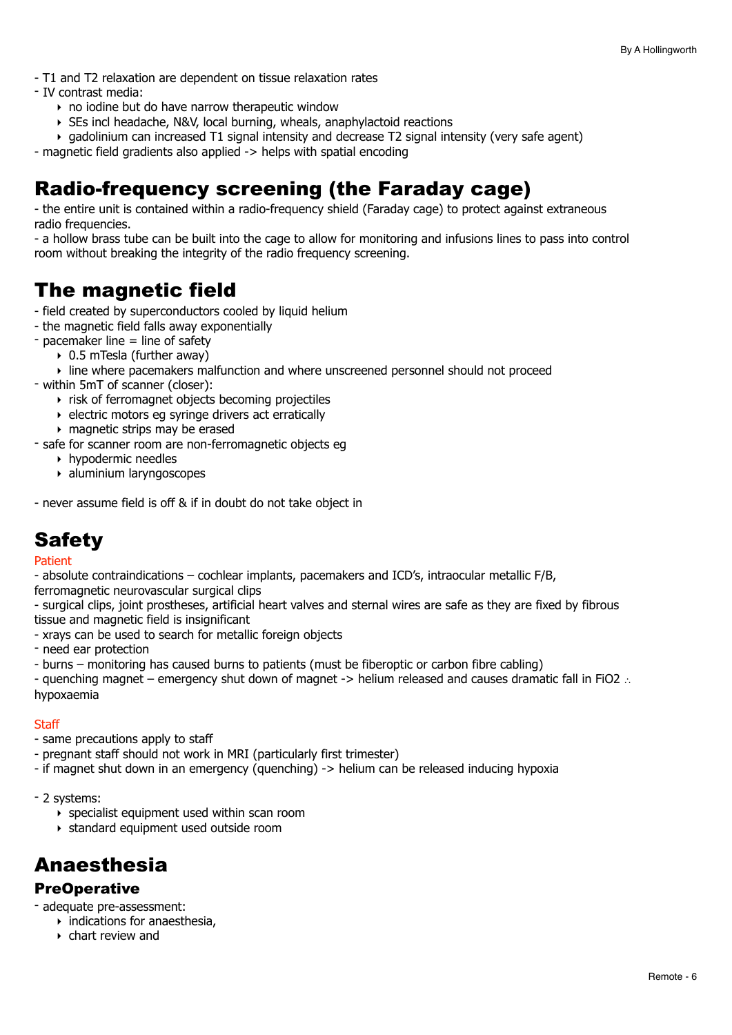- T1 and T2 relaxation are dependent on tissue relaxation rates
- IV contrast media:
    - no iodine but do have narrow therapeutic window
    - SEs incl headache, N&V, local burning, wheals, anaphylactoid reactions
    - gadolinium can increased T1 signal intensity and decrease T2 signal intensity (very safe agent)
- magnetic field gradients also applied -> helps with spatial encoding

# Radio-frequency screening (the Faraday cage)

- the entire unit is contained within a radio-frequency shield (Faraday cage) to protect against extraneous radio frequencies.
- a hollow brass tube can be built into the cage to allow for monitoring and infusions lines to pass into control room without breaking the integrity of the radio frequency screening.

# The magnetic field

- field created by superconductors cooled by liquid helium
- the magnetic field falls away exponentially
- pacemaker line = line of safety
    - 0.5 mTesla (further away)
    - line where pacemakers malfunction and where unscreened personnel should not proceed
- within 5mT of scanner (closer):
    - risk of ferromagnet objects becoming projectiles
    - electric motors eg syringe drivers act erratically
    - magnetic strips may be erased
- safe for scanner room are non-ferromagnetic objects eg
    - hypodermic needles
    - aluminium laryngoscopes

- never assume field is off & if in doubt do not take object in

# Safety

Patient

- absolute contraindications – cochlear implants, pacemakers and ICD's, intraocular metallic F/B, ferromagnetic neurovascular surgical clips
- surgical clips, joint prostheses, artificial heart valves and sternal wires are safe as they are fixed by fibrous tissue and magnetic field is insignificant
- xrays can be used to search for metallic foreign objects
- need ear protection
- burns – monitoring has caused burns to patients (must be fiberoptic or carbon fibre cabling)
- quenching magnet – emergency shut down of magnet -> helium released and causes dramatic fall in $FiO_2$ ∴ hypoxaemia

Staff

- same precautions apply to staff
- pregnant staff should not work in MRI (particularly first trimester)
- if magnet shut down in an emergency (quenching) -> helium can be released inducing hypoxia

- 2 systems:
    - specialist equipment used within scan room
    - standard equipment used outside room

# Anaesthesia

## PreOperative

- adequate pre-assessment:
    - indications for anaesthesia,
    - chart review and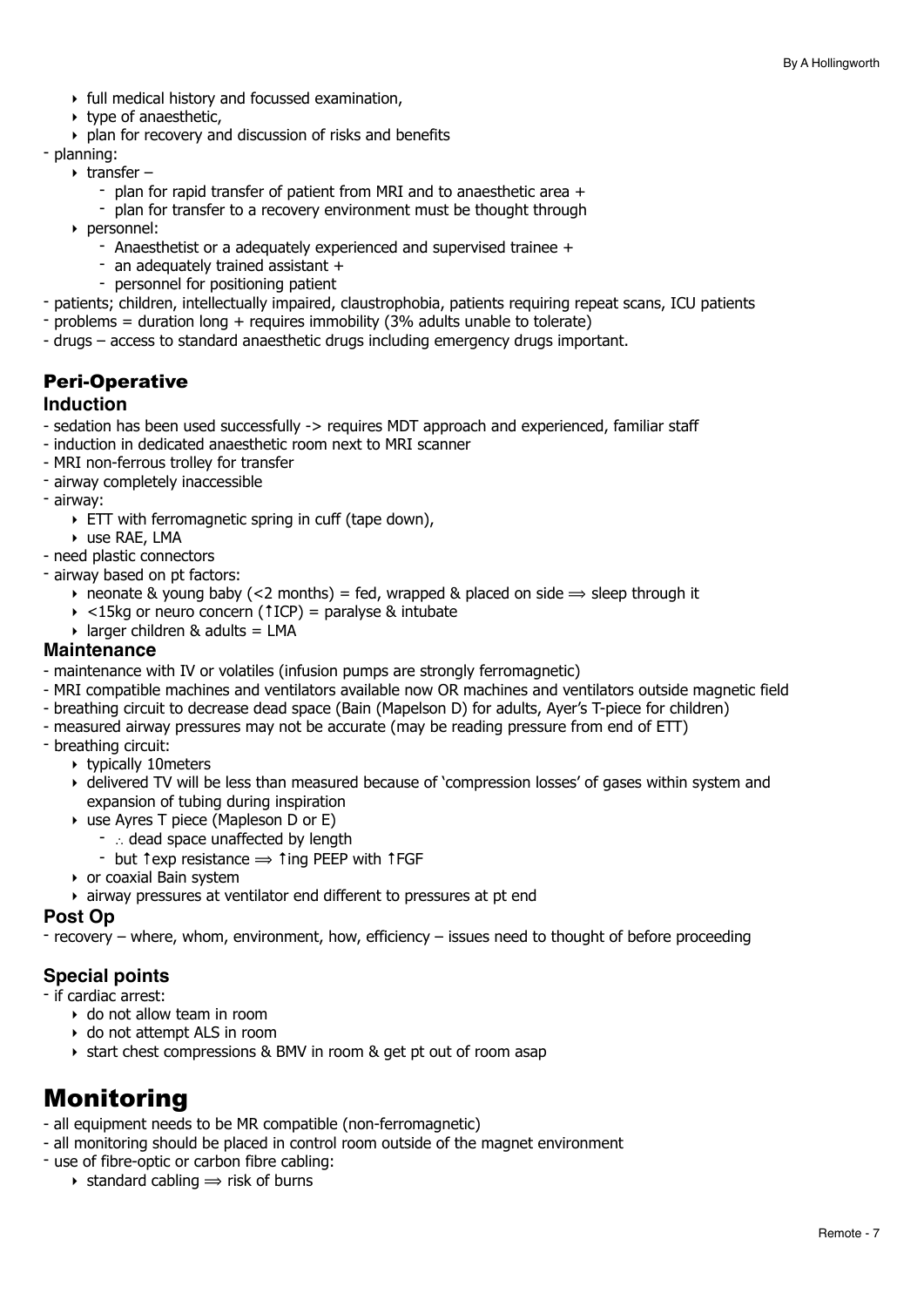- full medical history and focussed examination,
- type of anaesthetic,
- plan for recovery and discussion of risks and benefits

- planning:
  - transfer –
    - plan for rapid transfer of patient from MRI and to anaesthetic area +
    - plan for transfer to a recovery environment must be thought through
  - personnel:
    - Anaesthetist or a adequately experienced and supervised trainee +
    - an adequately trained assistant +
    - personnel for positioning patient
- patients; children, intellectually impaired, claustrophobia, patients requiring repeat scans, ICU patients
- problems = duration long + requires immobility (3% adults unable to tolerate)
- drugs – access to standard anaesthetic drugs including emergency drugs important.

## Peri-Operative

### Induction

- sedation has been used successfully -> requires MDT approach and experienced, familiar staff
- induction in dedicated anaesthetic room next to MRI scanner
- MRI non-ferrous trolley for transfer
- airway completely inaccessible
- airway:
  - ETT with ferromagnetic spring in cuff (tape down),
  - use RAE, LMA
- need plastic connectors
- airway based on pt factors:
  - neonate & young baby (<2 months) = fed, wrapped & placed on side ⟹ sleep through it
  - <15kg or neuro concern (↑ICP) = paralyse & intubate
  - larger children & adults = LMA

### Maintenance

- maintenance with IV or volatiles (infusion pumps are strongly ferromagnetic)
- MRI compatible machines and ventilators available now OR machines and ventilators outside magnetic field
- breathing circuit to decrease dead space (Bain (Mapelson D) for adults, Ayer's T-piece for children)
- measured airway pressures may not be accurate (may be reading pressure from end of ETT)
- breathing circuit:
  - typically 10meters
  - delivered TV will be less than measured because of 'compression losses' of gases within system and expansion of tubing during inspiration
  - use Ayres T piece (Mapleson D or E)
    - ∴ dead space unaffected by length
    - but ↑exp resistance ⟹ ↑ing PEEP with ↑FGF
  - or coaxial Bain system
  - airway pressures at ventilator end different to pressures at pt end

### Post Op

- recovery – where, whom, environment, how, efficiency – issues need to thought of before proceeding

### Special points

- if cardiac arrest:
  - do not allow team in room
  - do not attempt ALS in room
  - start chest compressions & BMV in room & get pt out of room asap

# Monitoring

- all equipment needs to be MR compatible (non-ferromagnetic)
- all monitoring should be placed in control room outside of the magnet environment
- use of fibre-optic or carbon fibre cabling:
  - standard cabling ⟹ risk of burns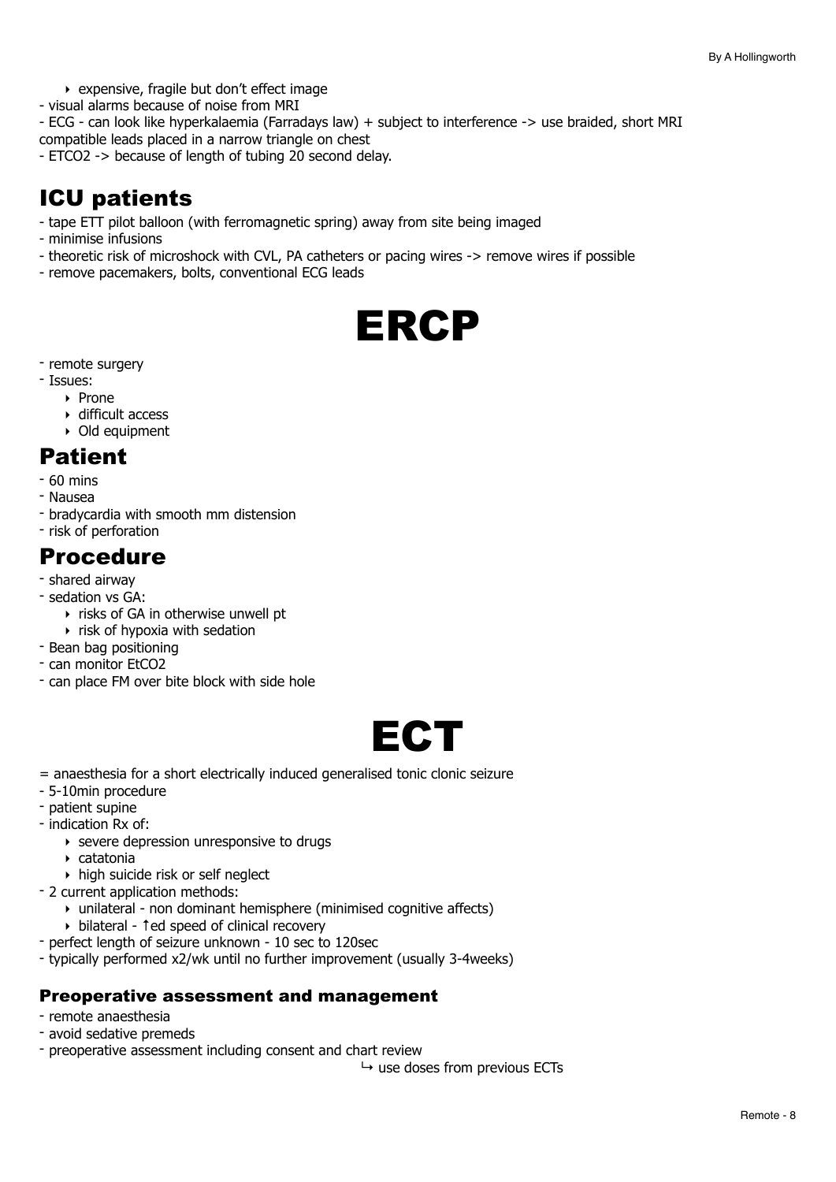- expensive, fragile but don't effect image
- visual alarms because of noise from MRI
- ECG - can look like hyperkalaemia (Farradays law) + subject to interference -> use braided, short MRI compatible leads placed in a narrow triangle on chest
- ETCO2 -> because of length of tubing 20 second delay.

## ICU patients

- tape ETT pilot balloon (with ferromagnetic spring) away from site being imaged
- minimise infusions
- theoretic risk of microshock with CVL, PA catheters or pacing wires -> remove wires if possible
- remove pacemakers, bolts, conventional ECG leads

# ERCP

- remote surgery
- Issues:
  - Prone
  - difficult access
  - Old equipment

## Patient

- 60 mins
- Nausea
- bradycardia with smooth mm distension
- risk of perforation

## Procedure

- shared airway
- sedation vs GA:
  - risks of GA in otherwise unwell pt
  - risk of hypoxia with sedation
- Bean bag positioning
- can monitor EtCO2
- can place FM over bite block with side hole

# ECT

= anaesthesia for a short electrically induced generalised tonic clonic seizure

- 5-10min procedure
- patient supine
- indication Rx of:
  - severe depression unresponsive to drugs
  - catatonia
  - high suicide risk or self neglect
- 2 current application methods:
  - unilateral - non dominant hemisphere (minimised cognitive affects)
  - bilateral - ↑ed speed of clinical recovery
- perfect length of seizure unknown - 10 sec to 120sec
- typically performed x2/wk until no further improvement (usually 3-4weeks)

### Preoperative assessment and management

- remote anaesthesia
- avoid sedative premeds
- preoperative assessment including consent and chart review
  ↳ use doses from previous ECTs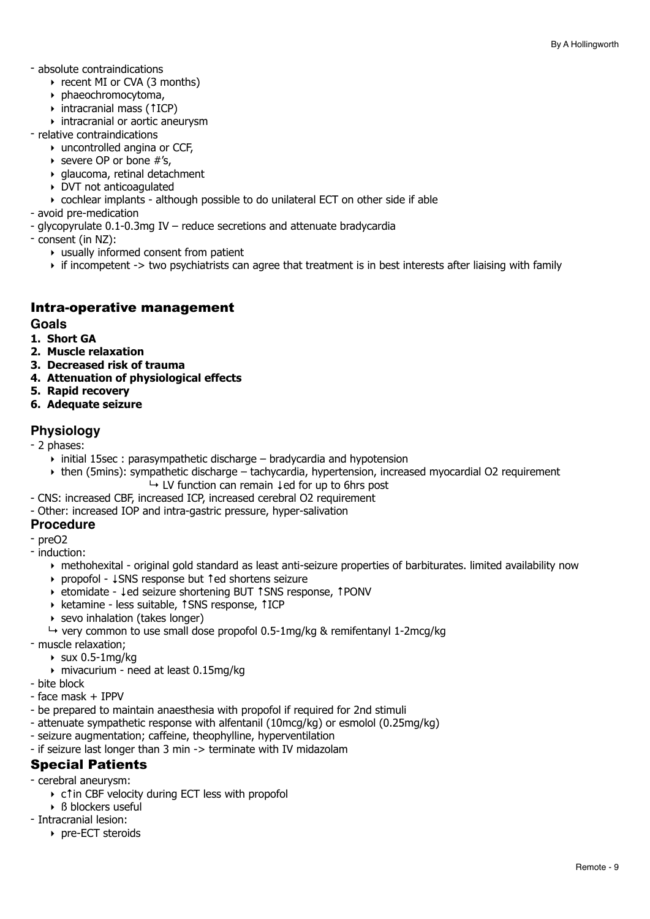- absolute contraindications
  - recent MI or CVA (3 months)
  - phaeochromocytoma,
  - intracranial mass (↑ICP)
  - intracranial or aortic aneurysm
- relative contraindications
  - uncontrolled angina or CCF,
  - severe OP or bone #'s,
  - glaucoma, retinal detachment
  - DVT not anticoagulated
  - cochlear implants - although possible to do unilateral ECT on other side if able
- avoid pre-medication
- glycopyrulate 0.1-0.3mg IV – reduce secretions and attenuate bradycardia
- consent (in NZ):
  - usually informed consent from patient
  - if incompetent -> two psychiatrists can agree that treatment is in best interests after liaising with family

## Intra-operative management

### Goals

1. **Short GA**
2. **Muscle relaxation**
3. **Decreased risk of trauma**
4. **Attenuation of physiological effects**
5. **Rapid recovery**
6. **Adequate seizure**

### Physiology

- 2 phases:
  - initial 15sec : parasympathetic discharge – bradycardia and hypotension
  - then (5mins): sympathetic discharge – tachycardia, hypertension, increased myocardial O2 requirement
    - ↳ LV function can remain ↓ed for up to 6hrs post
- CNS: increased CBF, increased ICP, increased cerebral O2 requirement
- Other: increased IOP and intra-gastric pressure, hyper-salivation

### Procedure

- preO2
- induction:
  - methohexital - original gold standard as least anti-seizure properties of barbiturates. limited availability now
  - propofol - ↓SNS response but ↑ed shortens seizure
  - etomidate - ↓ed seizure shortening BUT ↑SNS response, ↑PONV
  - ketamine - less suitable, ↑SNS response, ↑ICP
  - sevo inhalation (takes longer)
  - ↳ very common to use small dose propofol 0.5-1mg/kg & remifentanyl 1-2mcg/kg
- muscle relaxation;
  - sux 0.5-1mg/kg
  - mivacurium - need at least 0.15mg/kg
- bite block
- face mask + IPPV
- be prepared to maintain anaesthesia with propofol if required for 2nd stimuli
- attenuate sympathetic response with alfentanil (10mcg/kg) or esmolol (0.25mg/kg)
- seizure augmentation; caffeine, theophylline, hyperventilation
- if seizure last longer than 3 min -> terminate with IV midazolam

## Special Patients

- cerebral aneurysm:
  - c↑in CBF velocity during ECT less with propofol
  - ß blockers useful
- Intracranial lesion:
  - pre-ECT steroids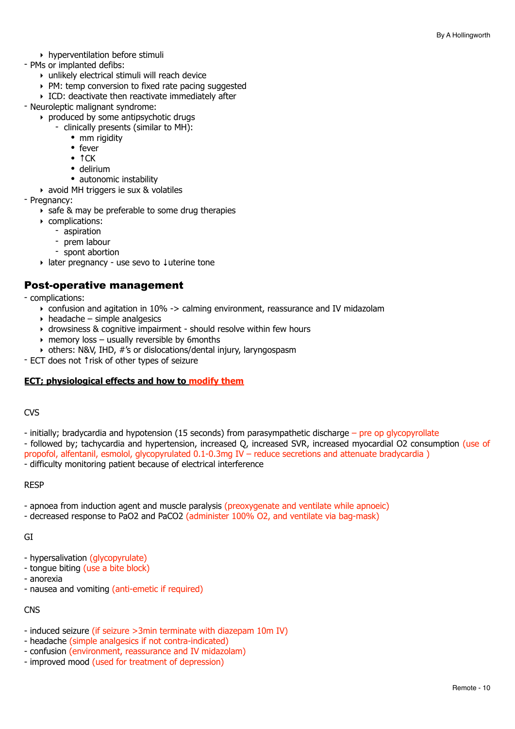- hyperventilation before stimuli
- PMs or implanted defibs:
    - unlikely electrical stimuli will reach device
    - PM: temp conversion to fixed rate pacing suggested
    - ICD: deactivate then reactivate immediately after
- Neuroleptic malignant syndrome:
    - produced by some antipsychotic drugs
        - clinically presents (similar to MH):
            - mm rigidity
            - fever
            - ↑CK
            - delirium
            - autonomic instability
    - avoid MH triggers ie sux & volatiles
- Pregnancy:
    - safe & may be preferable to some drug therapies
    - complications:
        - aspiration
        - prem labour
        - spont abortion
    - later pregnancy - use sevo to ↓uterine tone

## Post-operative management

- complications:
    - confusion and agitation in 10% -> calming environment, reassurance and IV midazolam
    - headache – simple analgesics
    - drowsiness & cognitive impairment - should resolve within few hours
    - memory loss – usually reversible by 6months
    - others: N&V, IHD, #'s or dislocations/dental injury, laryngospasm
- ECT does not ↑risk of other types of seizure

**ECT; physiological effects and how to modify them**

CVS

- initially; bradycardia and hypotension (15 seconds) from parasympathetic discharge – pre op glycopyrollate
- followed by; tachycardia and hypertension, increased Q, increased SVR, increased myocardial O2 consumption (use of propofol, alfentanil, esmolol, glycopyrulated 0.1-0.3mg IV – reduce secretions and attenuate bradycardia )
- difficulty monitoring patient because of electrical interference

RESP

- apnoea from induction agent and muscle paralysis (preoxygenate and ventilate while apnoeic)
- decreased response to PaO2 and PaCO2 (administer 100% O2, and ventilate via bag-mask)

GI

- hypersalivation (glycopyrulate)
- tongue biting (use a bite block)
- anorexia
- nausea and vomiting (anti-emetic if required)

CNS

- induced seizure (if seizure >3min terminate with diazepam 10m IV)
- headache (simple analgesics if not contra-indicated)
- confusion (environment, reassurance and IV midazolam)
- improved mood (used for treatment of depression)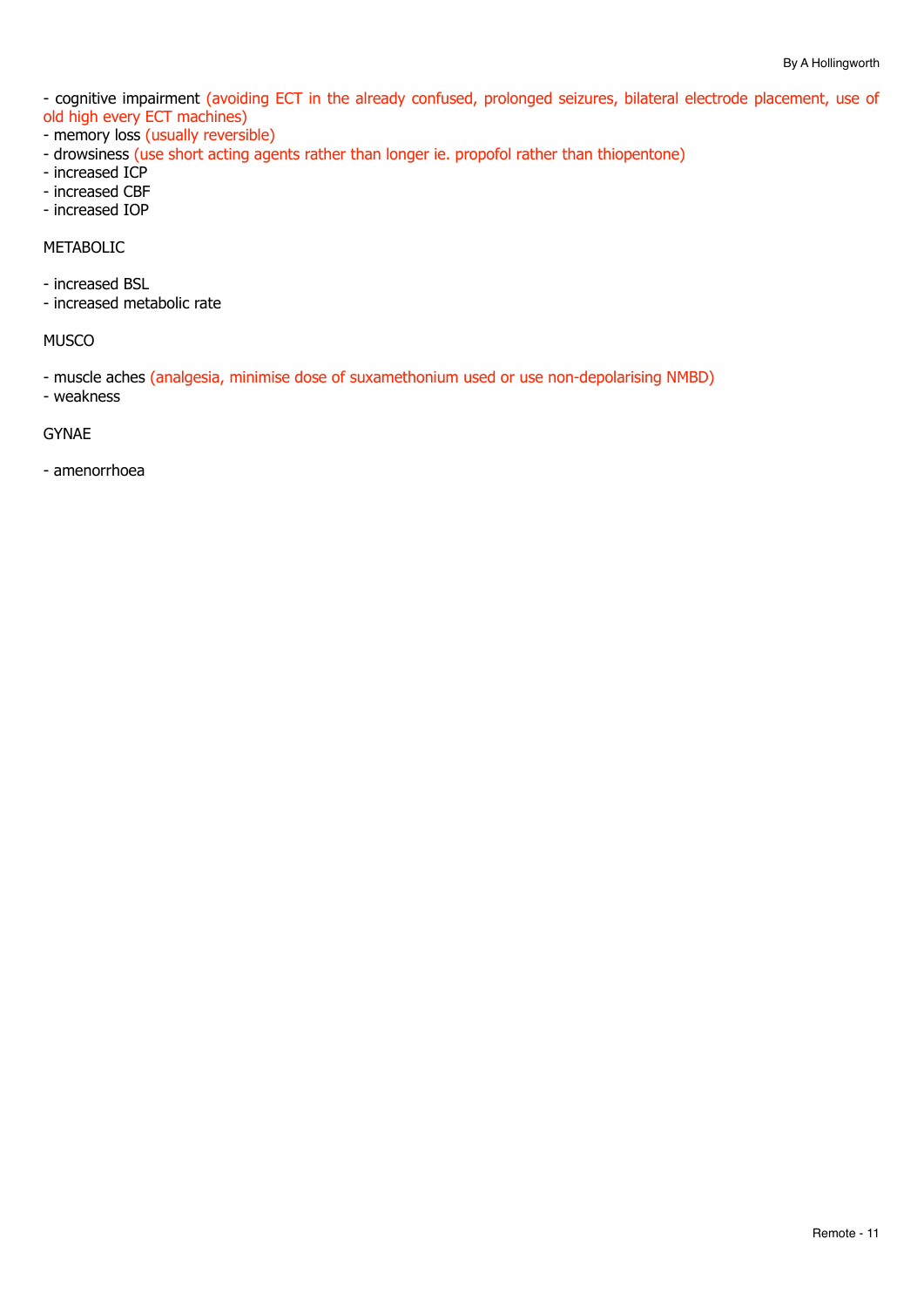- cognitive impairment (avoiding ECT in the already confused, prolonged seizures, bilateral electrode placement, use of old high every ECT machines)
- memory loss (usually reversible)
- drowsiness (use short acting agents rather than longer ie. propofol rather than thiopentone)
- increased ICP
- increased CBF
- increased IOP

METABOLIC

- increased BSL
- increased metabolic rate

MUSCO

- muscle aches (analgesia, minimise dose of suxamethonium used or use non-depolarising NMBD)
- weakness

GYNAE

- amenorrhoea